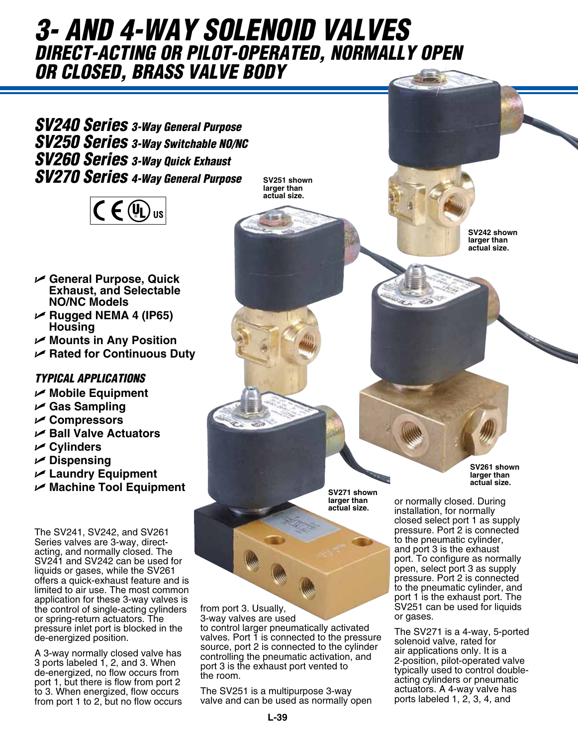# 3- AND 4-WAY SOLENOID VALVES

## DIRECT-ACTING OR PILOT-OPERATED, NORMALLY OPEN OR CLOSED, BRASS VALVE BODY

### SV240 Series *3-Way General Purpose*
### SV250 Series *3-Way Switchable NO/NC*
### SV260 Series *3-Way Quick Exhaust*
### SV270 Series *4-Way General Purpose*

CE UL US

- General Purpose, Quick Exhaust, and Selectable NO/NC Models
- Rugged NEMA 4 (IP65) Housing
- Mounts in Any Position
- Rated for Continuous Duty

### TYPICAL APPLICATIONS

- Mobile Equipment
- Gas Sampling
- Compressors
- Ball Valve Actuators
- Cylinders
- Dispensing
- Laundry Equipment
- Machine Tool Equipment

SV251 shown larger than actual size.

SV242 shown larger than actual size.

SV261 shown larger than actual size.

SV271 shown larger than actual size.

The SV241, SV242, and SV261 Series valves are 3-way, direct-acting, and normally closed. The SV241 and SV242 can be used for liquids or gases, while the SV261 offers a quick-exhaust feature and is limited to air use. The most common application for these 3-way valves is the control of single-acting cylinders or spring-return actuators. The pressure inlet port is blocked in the de-energized position.

A 3-way normally closed valve has 3 ports labeled 1, 2, and 3. When de-energized, no flow occurs from port 1, but there is flow from port 2 to 3. When energized, flow occurs from port 1 to 2, but no flow occurs from port 3. Usually, 3-way valves are used to control larger pneumatically activated valves. Port 1 is connected to the pressure source, port 2 is connected to the cylinder controlling the pneumatic activation, and port 3 is the exhaust port vented to the room.

The SV251 is a multipurpose 3-way valve and can be used as normally open or normally closed. During installation, for normally closed select port 1 as supply pressure. Port 2 is connected to the pneumatic cylinder, and port 3 is the exhaust port. To configure as normally open, select port 3 as supply pressure. Port 2 is connected to the pneumatic cylinder, and port 1 is the exhaust port. The SV251 can be used for liquids or gases.

The SV271 is a 4-way, 5-ported solenoid valve, rated for air applications only. It is a 2-position, pilot-operated valve typically used to control double-acting cylinders or pneumatic actuators. A 4-way valve has ports labeled 1, 2, 3, 4, and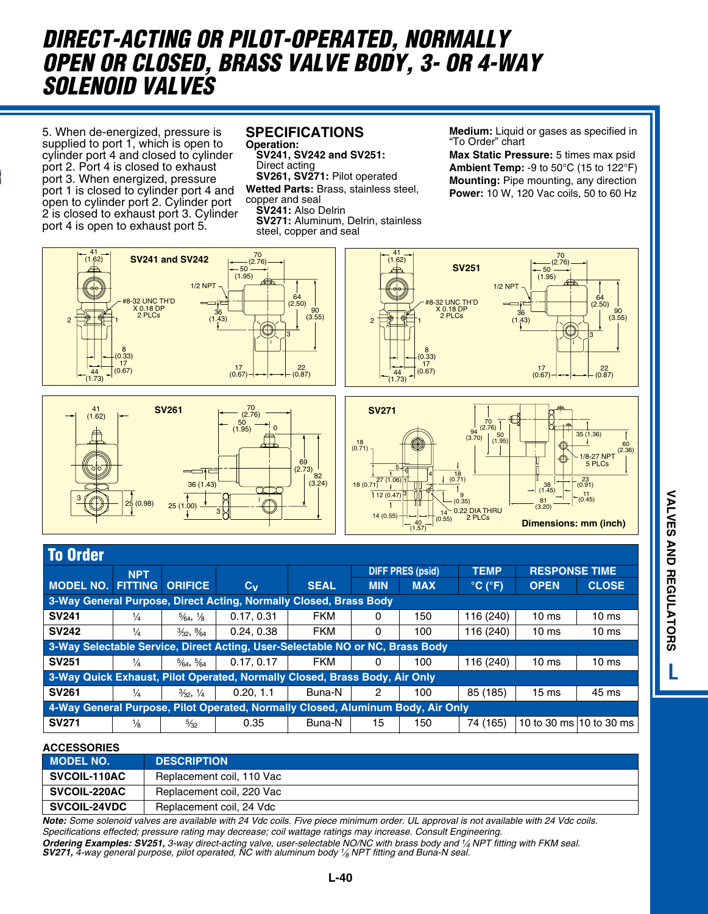# DIRECT-ACTING OR PILOT-OPERATED, NORMALLY OPEN OR CLOSED, BRASS VALVE BODY, 3- OR 4-WAY SOLENOID VALVES

5. When de-energized, pressure is supplied to port 1, which is open to cylinder port 4 and closed to cylinder port 2. Port 4 is closed to exhaust port 3. When energized, pressure port 1 is closed to cylinder port 4 and open to cylinder port 2. Cylinder port 2 is closed to exhaust port 3. Cylinder port 4 is open to exhaust port 5.

## SPECIFICATIONS

**Operation:**
- **SV241, SV242 and SV251:** Direct acting
- **SV261, SV271:** Pilot operated

**Wetted Parts:** Brass, stainless steel, copper and seal
- **SV241:** Also Delrin
- **SV271:** Aluminum, Delrin, stainless steel, copper and seal

**Medium:** Liquid or gases as specified in "To Order" chart
**Max Static Pressure:** 5 times max psid
**Ambient Temp:** -9 to 50°C (15 to 122°F)
**Mounting:** Pipe mounting, any direction
**Power:** 10 W, 120 Vac coils, 50 to 60 Hz

SV241 and SV242

41 (1.62)
70 (2.76)
50 (1.95)
1/2 NPT
#8-32 UNC TH'D X 0.18 DP 2 PLCs
64 (2.50)
90 (3.55)
36 (1.43)
2
1
3
8 (0.33)
17 (0.67)
44 (1.73)
17 (0.67)
22 (0.87)

SV251

41 (1.62)
70 (2.76)
50 (1.95)
1/2 NPT
#8-32 UNC TH'D X 0.18 DP 2 PLCs
64 (2.50)
90 (3.55)
36 (1.43)
2
1
3
8 (0.33)
17 (0.67)
44 (1.73)
17 (0.67)
22 (0.87)

SV261

41 (1.62)
70 (2.76)
50 (1.95)
0
69 (2.73)
82 (3.24)
36 (1.43)
3
25 (0.98)
25 (1.00)
3

SV271

18 (0.71)
94 (3.70)
70 (2.76)
50 (1.95)
35 (1.36)
60 (2.36)
1/8-27 NPT 5 PLCs
5
4
18 (0.71)
27 (1.06)
1
18 (0.71)
12 (0.47)
3
2
9 (0.35)
38 (1.45)
23 (0.91)
11 (0.45)
81 (3.20)
0.22 DIA THRU 2 PLCs
14 (0.55)
14 (0.55)
40 (1.57)

Dimensions: mm (inch)

## To Order

| MODEL NO. | NPT FITTING | ORIFICE | $C_V$ | SEAL | DIFF PRES (psid) MIN | DIFF PRES (psid) MAX | TEMP °C (°F) | RESPONSE TIME OPEN | RESPONSE TIME CLOSE |
|---|---|---|---|---|---|---|---|---|---|
| **3-Way General Purpose, Direct Acting, Normally Closed, Brass Body** | | | | | | | | | |
| **SV241** | ¼ | ⁵⁄₆₄, ⅛ | 0.17, 0.31 | FKM | 0 | 150 | 116 (240) | 10 ms | 10 ms |
| **SV242** | ¼ | ³⁄₃₂, ⁹⁄₆₄ | 0.24, 0.38 | FKM | 0 | 100 | 116 (240) | 10 ms | 10 ms |
| **3-Way Selectable Service, Direct Acting, User-Selectable NO or NC, Brass Body** | | | | | | | | | |
| **SV251** | ¼ | ⁵⁄₆₄, ⁵⁄₆₄ | 0.17, 0.17 | FKM | 0 | 100 | 116 (240) | 10 ms | 10 ms |
| **3-Way Quick Exhaust, Pilot Operated, Normally Closed, Brass Body, Air Only** | | | | | | | | | |
| **SV261** | ¼ | ³⁄₃₂, ¼ | 0.20, 1.1 | Buna-N | 2 | 100 | 85 (185) | 15 ms | 45 ms |
| **4-Way General Purpose, Pilot Operated, Normally Closed, Aluminum Body, Air Only** | | | | | | | | | |
| **SV271** | ⅛ | ⁵⁄₃₂ | 0.35 | Buna-N | 15 | 150 | 74 (165) | 10 to 30 ms | 10 to 30 ms |

### ACCESSORIES

| MODEL NO. | DESCRIPTION |
|---|---|
| **SVCOIL-110AC** | Replacement coil, 110 Vac |
| **SVCOIL-220AC** | Replacement coil, 220 Vac |
| **SVCOIL-24VDC** | Replacement coil, 24 Vdc |

***Note:*** *Some solenoid valves are available with 24 Vdc coils. Five piece minimum order. UL approval is not available with 24 Vdc coils. Specifications effected; pressure rating may decrease; coil wattage ratings may increase. Consult Engineering.*

***Ordering Examples: SV251,*** *3-way direct-acting valve, user-selectable NO/NC with brass body and ¼ NPT fitting with FKM seal.*
***SV271,*** *4-way general purpose, pilot operated, NC with aluminum body ⅛ NPT fitting and Buna-N seal.*